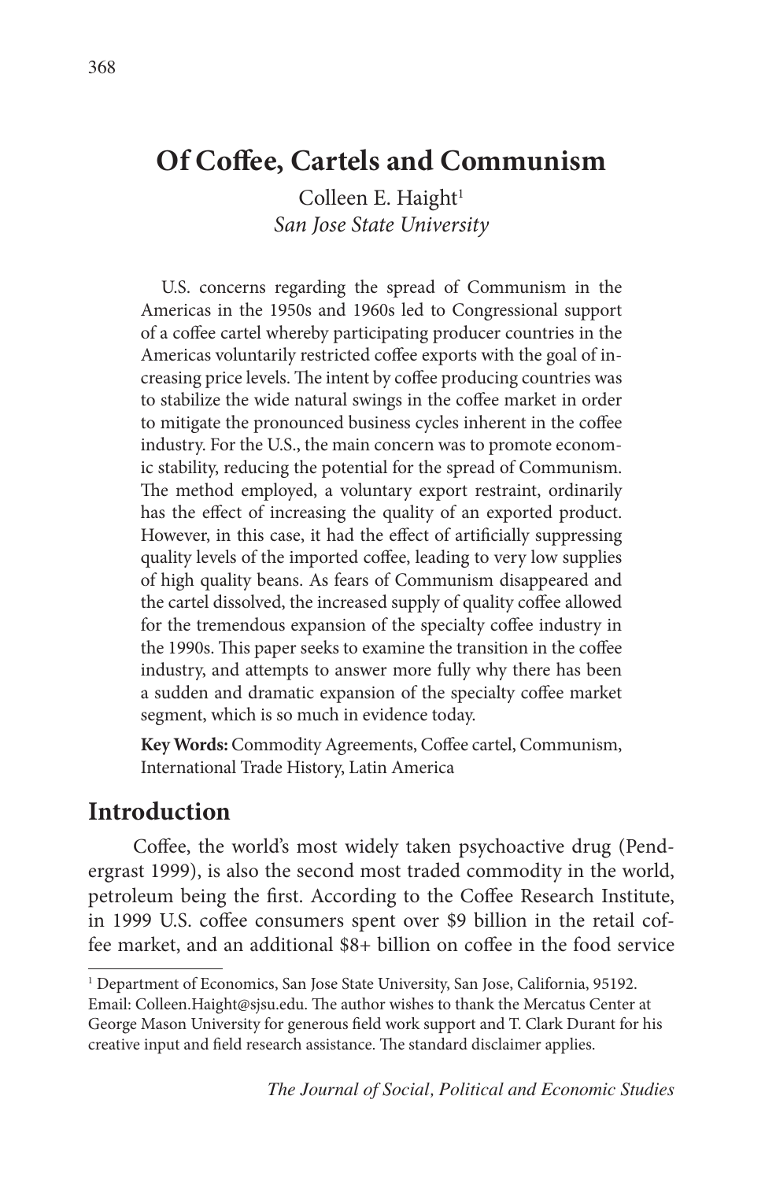# Of Coffee, Cartels and Communism

Colleen E. Haight[1]
*San Jose State University*

U.S. concerns regarding the spread of Communism in the Americas in the 1950s and 1960s led to Congressional support of a coffee cartel whereby participating producer countries in the Americas voluntarily restricted coffee exports with the goal of increasing price levels. The intent by coffee producing countries was to stabilize the wide natural swings in the coffee market in order to mitigate the pronounced business cycles inherent in the coffee industry. For the U.S., the main concern was to promote economic stability, reducing the potential for the spread of Communism. The method employed, a voluntary export restraint, ordinarily has the effect of increasing the quality of an exported product. However, in this case, it had the effect of artificially suppressing quality levels of the imported coffee, leading to very low supplies of high quality beans. As fears of Communism disappeared and the cartel dissolved, the increased supply of quality coffee allowed for the tremendous expansion of the specialty coffee industry in the 1990s. This paper seeks to examine the transition in the coffee industry, and attempts to answer more fully why there has been a sudden and dramatic expansion of the specialty coffee market segment, which is so much in evidence today.

**Key Words:** Commodity Agreements, Coffee cartel, Communism, International Trade History, Latin America

## Introduction

Coffee, the world's most widely taken psychoactive drug (Pendergrast 1999), is also the second most traded commodity in the world, petroleum being the first. According to the Coffee Research Institute, in 1999 U.S. coffee consumers spent over $9 billion in the retail coffee market, and an additional $8+ billion on coffee in the food service

[1] Department of Economics, San Jose State University, San Jose, California, 95192. Email: Colleen.Haight@sjsu.edu. The author wishes to thank the Mercatus Center at George Mason University for generous field work support and T. Clark Durant for his creative input and field research assistance. The standard disclaimer applies.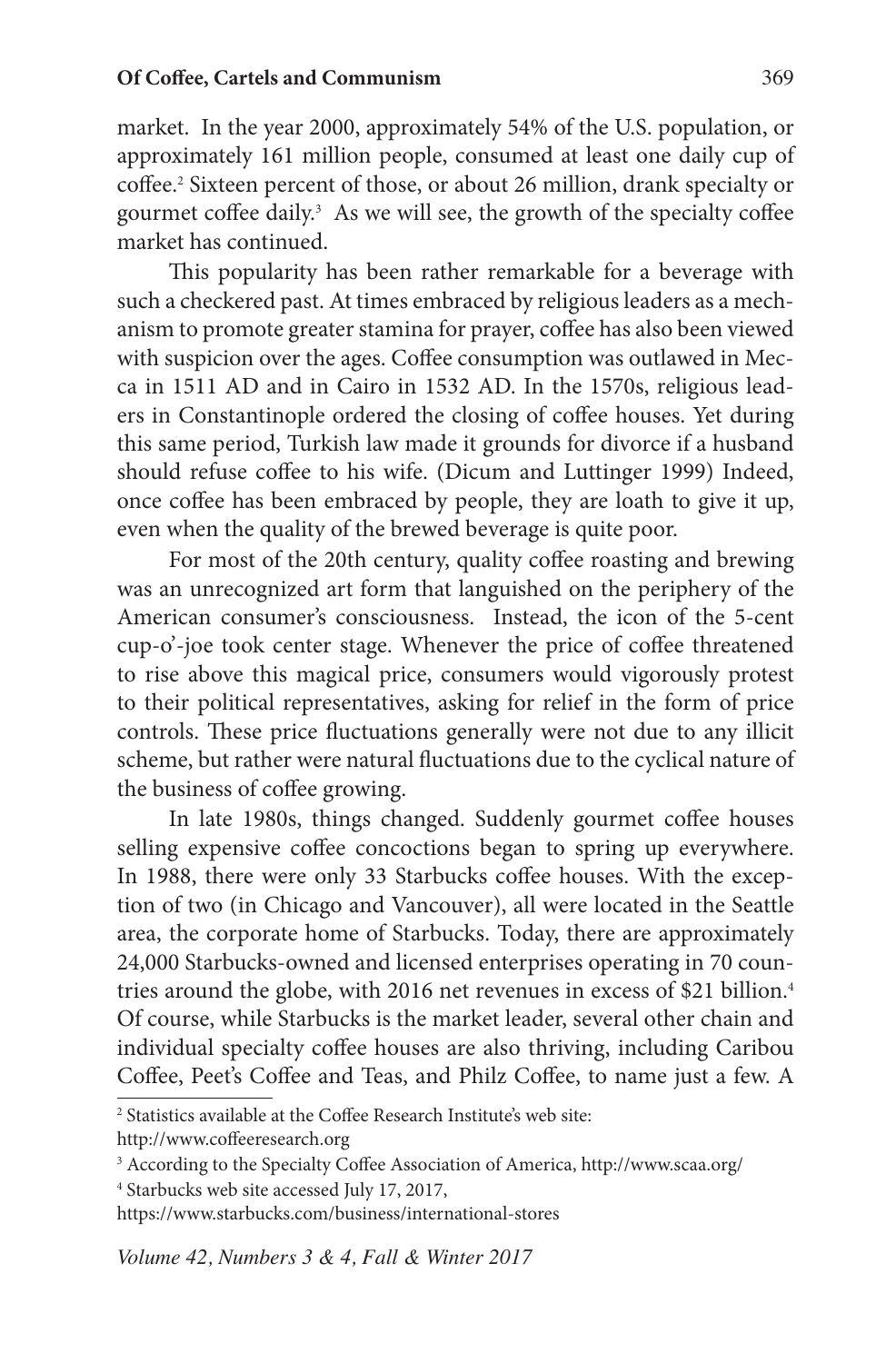market. In the year 2000, approximately 54% of the U.S. population, or approximately 161 million people, consumed at least one daily cup of coffee.[2] Sixteen percent of those, or about 26 million, drank specialty or gourmet coffee daily.[3] As we will see, the growth of the specialty coffee market has continued.

This popularity has been rather remarkable for a beverage with such a checkered past. At times embraced by religious leaders as a mechanism to promote greater stamina for prayer, coffee has also been viewed with suspicion over the ages. Coffee consumption was outlawed in Mecca in 1511 AD and in Cairo in 1532 AD. In the 1570s, religious leaders in Constantinople ordered the closing of coffee houses. Yet during this same period, Turkish law made it grounds for divorce if a husband should refuse coffee to his wife. (Dicum and Luttinger 1999) Indeed, once coffee has been embraced by people, they are loath to give it up, even when the quality of the brewed beverage is quite poor.

For most of the 20th century, quality coffee roasting and brewing was an unrecognized art form that languished on the periphery of the American consumer's consciousness. Instead, the icon of the 5-cent cup-o'-joe took center stage. Whenever the price of coffee threatened to rise above this magical price, consumers would vigorously protest to their political representatives, asking for relief in the form of price controls. These price fluctuations generally were not due to any illicit scheme, but rather were natural fluctuations due to the cyclical nature of the business of coffee growing.

In late 1980s, things changed. Suddenly gourmet coffee houses selling expensive coffee concoctions began to spring up everywhere. In 1988, there were only 33 Starbucks coffee houses. With the exception of two (in Chicago and Vancouver), all were located in the Seattle area, the corporate home of Starbucks. Today, there are approximately 24,000 Starbucks-owned and licensed enterprises operating in 70 countries around the globe, with 2016 net revenues in excess of $21 billion.[4] Of course, while Starbucks is the market leader, several other chain and individual specialty coffee houses are also thriving, including Caribou Coffee, Peet's Coffee and Teas, and Philz Coffee, to name just a few. A

---

[2] Statistics available at the Coffee Research Institute's web site: http://www.coffeeresearch.org

[3] According to the Specialty Coffee Association of America, http://www.scaa.org/

[4] Starbucks web site accessed July 17, 2017, https://www.starbucks.com/business/international-stores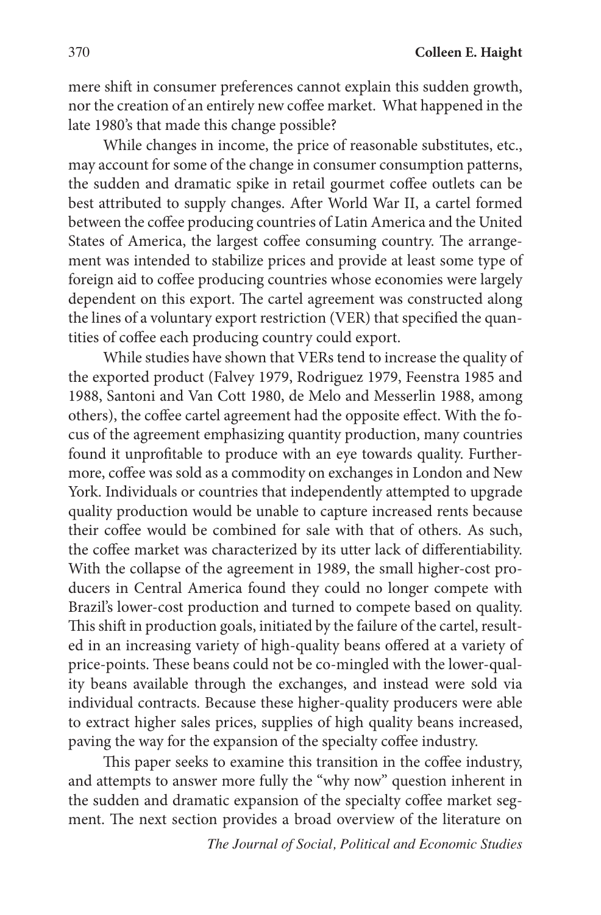mere shift in consumer preferences cannot explain this sudden growth, nor the creation of an entirely new coffee market. What happened in the late 1980's that made this change possible?

While changes in income, the price of reasonable substitutes, etc., may account for some of the change in consumer consumption patterns, the sudden and dramatic spike in retail gourmet coffee outlets can be best attributed to supply changes. After World War II, a cartel formed between the coffee producing countries of Latin America and the United States of America, the largest coffee consuming country. The arrangement was intended to stabilize prices and provide at least some type of foreign aid to coffee producing countries whose economies were largely dependent on this export. The cartel agreement was constructed along the lines of a voluntary export restriction (VER) that specified the quantities of coffee each producing country could export.

While studies have shown that VERs tend to increase the quality of the exported product (Falvey 1979, Rodriguez 1979, Feenstra 1985 and 1988, Santoni and Van Cott 1980, de Melo and Messerlin 1988, among others), the coffee cartel agreement had the opposite effect. With the focus of the agreement emphasizing quantity production, many countries found it unprofitable to produce with an eye towards quality. Furthermore, coffee was sold as a commodity on exchanges in London and New York. Individuals or countries that independently attempted to upgrade quality production would be unable to capture increased rents because their coffee would be combined for sale with that of others. As such, the coffee market was characterized by its utter lack of differentiability. With the collapse of the agreement in 1989, the small higher-cost producers in Central America found they could no longer compete with Brazil's lower-cost production and turned to compete based on quality. This shift in production goals, initiated by the failure of the cartel, resulted in an increasing variety of high-quality beans offered at a variety of price-points. These beans could not be co-mingled with the lower-quality beans available through the exchanges, and instead were sold via individual contracts. Because these higher-quality producers were able to extract higher sales prices, supplies of high quality beans increased, paving the way for the expansion of the specialty coffee industry.

This paper seeks to examine this transition in the coffee industry, and attempts to answer more fully the "why now" question inherent in the sudden and dramatic expansion of the specialty coffee market segment. The next section provides a broad overview of the literature on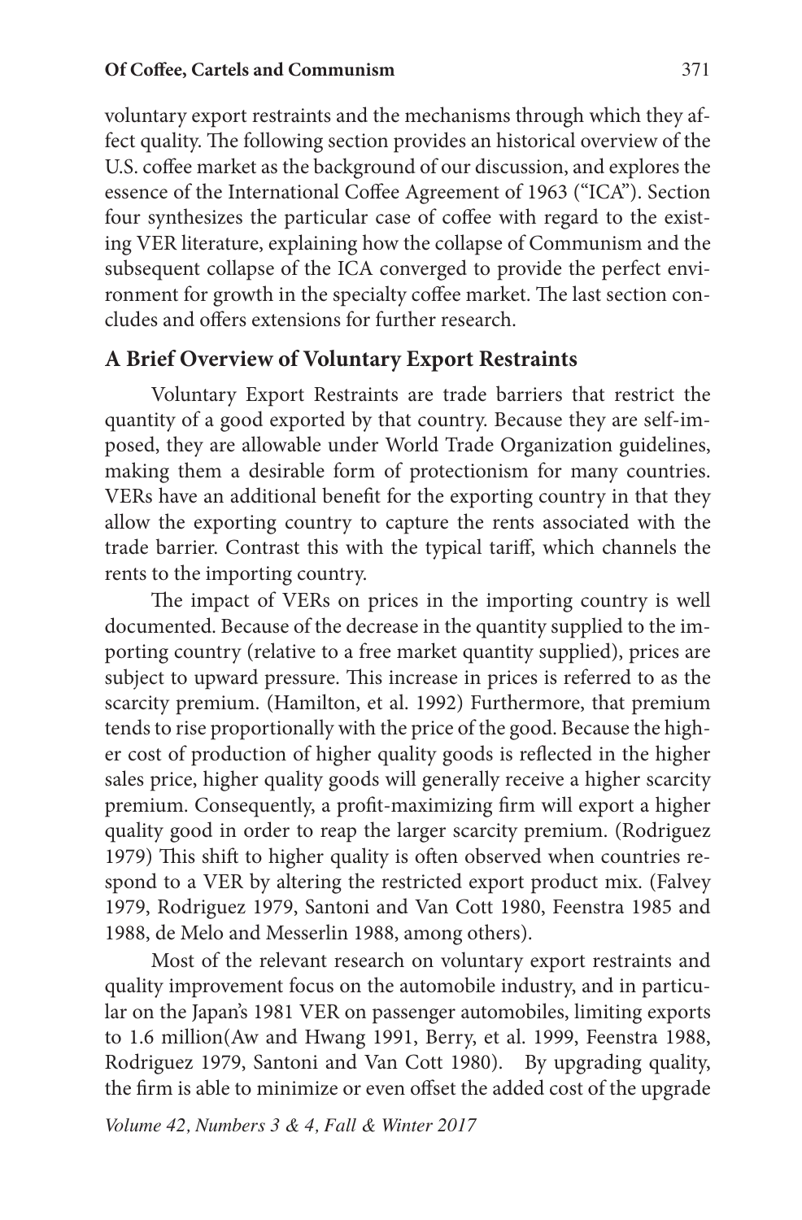voluntary export restraints and the mechanisms through which they affect quality. The following section provides an historical overview of the U.S. coffee market as the background of our discussion, and explores the essence of the International Coffee Agreement of 1963 ("ICA"). Section four synthesizes the particular case of coffee with regard to the existing VER literature, explaining how the collapse of Communism and the subsequent collapse of the ICA converged to provide the perfect environment for growth in the specialty coffee market. The last section concludes and offers extensions for further research.

## A Brief Overview of Voluntary Export Restraints

Voluntary Export Restraints are trade barriers that restrict the quantity of a good exported by that country. Because they are self-imposed, they are allowable under World Trade Organization guidelines, making them a desirable form of protectionism for many countries. VERs have an additional benefit for the exporting country in that they allow the exporting country to capture the rents associated with the trade barrier. Contrast this with the typical tariff, which channels the rents to the importing country.

The impact of VERs on prices in the importing country is well documented. Because of the decrease in the quantity supplied to the importing country (relative to a free market quantity supplied), prices are subject to upward pressure. This increase in prices is referred to as the scarcity premium. (Hamilton, et al. 1992) Furthermore, that premium tends to rise proportionally with the price of the good. Because the higher cost of production of higher quality goods is reflected in the higher sales price, higher quality goods will generally receive a higher scarcity premium. Consequently, a profit-maximizing firm will export a higher quality good in order to reap the larger scarcity premium. (Rodriguez 1979) This shift to higher quality is often observed when countries respond to a VER by altering the restricted export product mix. (Falvey 1979, Rodriguez 1979, Santoni and Van Cott 1980, Feenstra 1985 and 1988, de Melo and Messerlin 1988, among others).

Most of the relevant research on voluntary export restraints and quality improvement focus on the automobile industry, and in particular on the Japan's 1981 VER on passenger automobiles, limiting exports to 1.6 million(Aw and Hwang 1991, Berry, et al. 1999, Feenstra 1988, Rodriguez 1979, Santoni and Van Cott 1980). By upgrading quality, the firm is able to minimize or even offset the added cost of the upgrade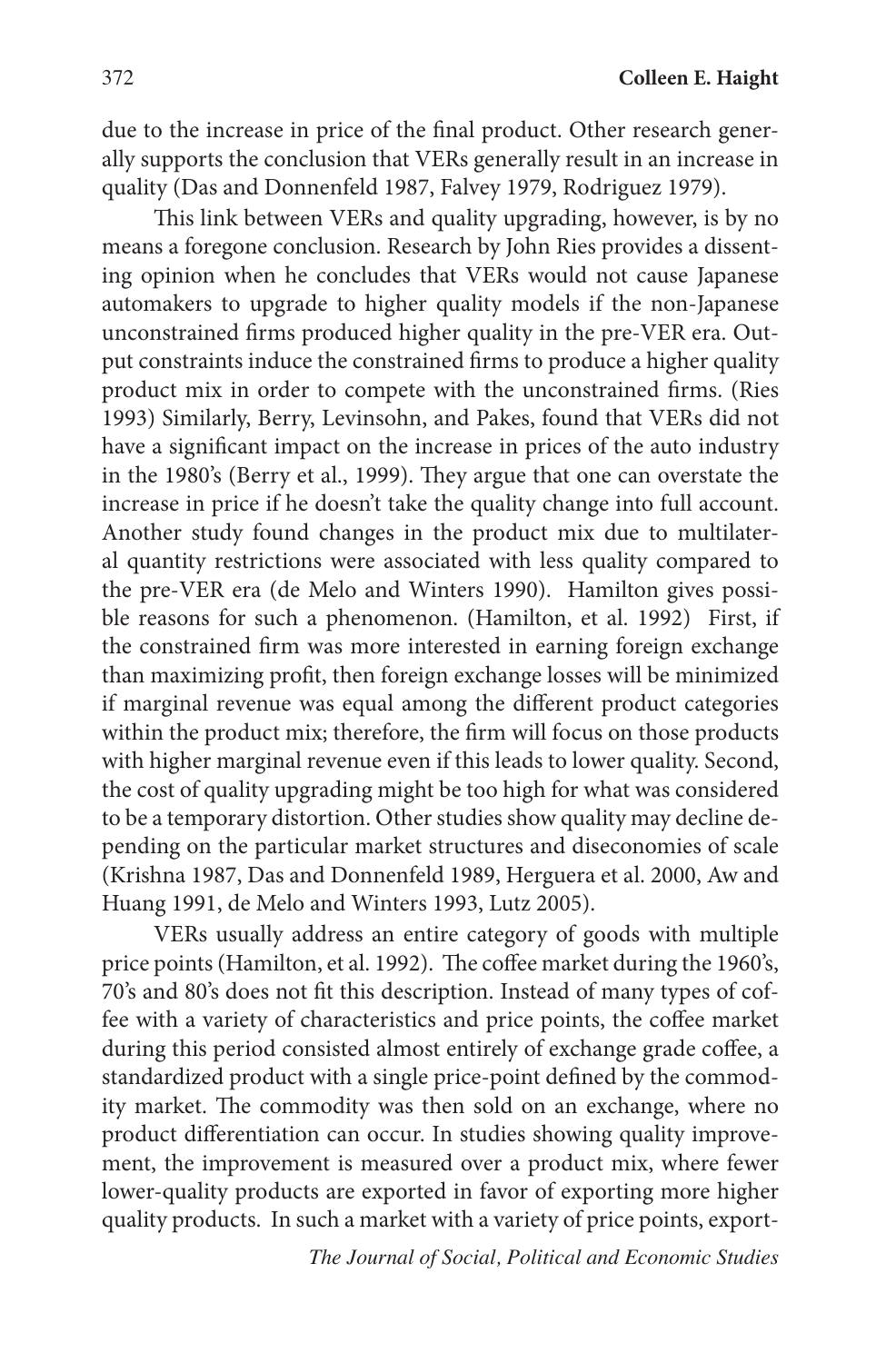due to the increase in price of the final product. Other research generally supports the conclusion that VERs generally result in an increase in quality (Das and Donnenfeld 1987, Falvey 1979, Rodriguez 1979).

This link between VERs and quality upgrading, however, is by no means a foregone conclusion. Research by John Ries provides a dissenting opinion when he concludes that VERs would not cause Japanese automakers to upgrade to higher quality models if the non-Japanese unconstrained firms produced higher quality in the pre-VER era. Output constraints induce the constrained firms to produce a higher quality product mix in order to compete with the unconstrained firms. (Ries 1993) Similarly, Berry, Levinsohn, and Pakes, found that VERs did not have a significant impact on the increase in prices of the auto industry in the 1980's (Berry et al., 1999). They argue that one can overstate the increase in price if he doesn't take the quality change into full account. Another study found changes in the product mix due to multilateral quantity restrictions were associated with less quality compared to the pre-VER era (de Melo and Winters 1990). Hamilton gives possible reasons for such a phenomenon. (Hamilton, et al. 1992) First, if the constrained firm was more interested in earning foreign exchange than maximizing profit, then foreign exchange losses will be minimized if marginal revenue was equal among the different product categories within the product mix; therefore, the firm will focus on those products with higher marginal revenue even if this leads to lower quality. Second, the cost of quality upgrading might be too high for what was considered to be a temporary distortion. Other studies show quality may decline depending on the particular market structures and diseconomies of scale (Krishna 1987, Das and Donnenfeld 1989, Herguera et al. 2000, Aw and Huang 1991, de Melo and Winters 1993, Lutz 2005).

VERs usually address an entire category of goods with multiple price points (Hamilton, et al. 1992). The coffee market during the 1960's, 70's and 80's does not fit this description. Instead of many types of coffee with a variety of characteristics and price points, the coffee market during this period consisted almost entirely of exchange grade coffee, a standardized product with a single price-point defined by the commodity market. The commodity was then sold on an exchange, where no product differentiation can occur. In studies showing quality improvement, the improvement is measured over a product mix, where fewer lower-quality products are exported in favor of exporting more higher quality products. In such a market with a variety of price points, export-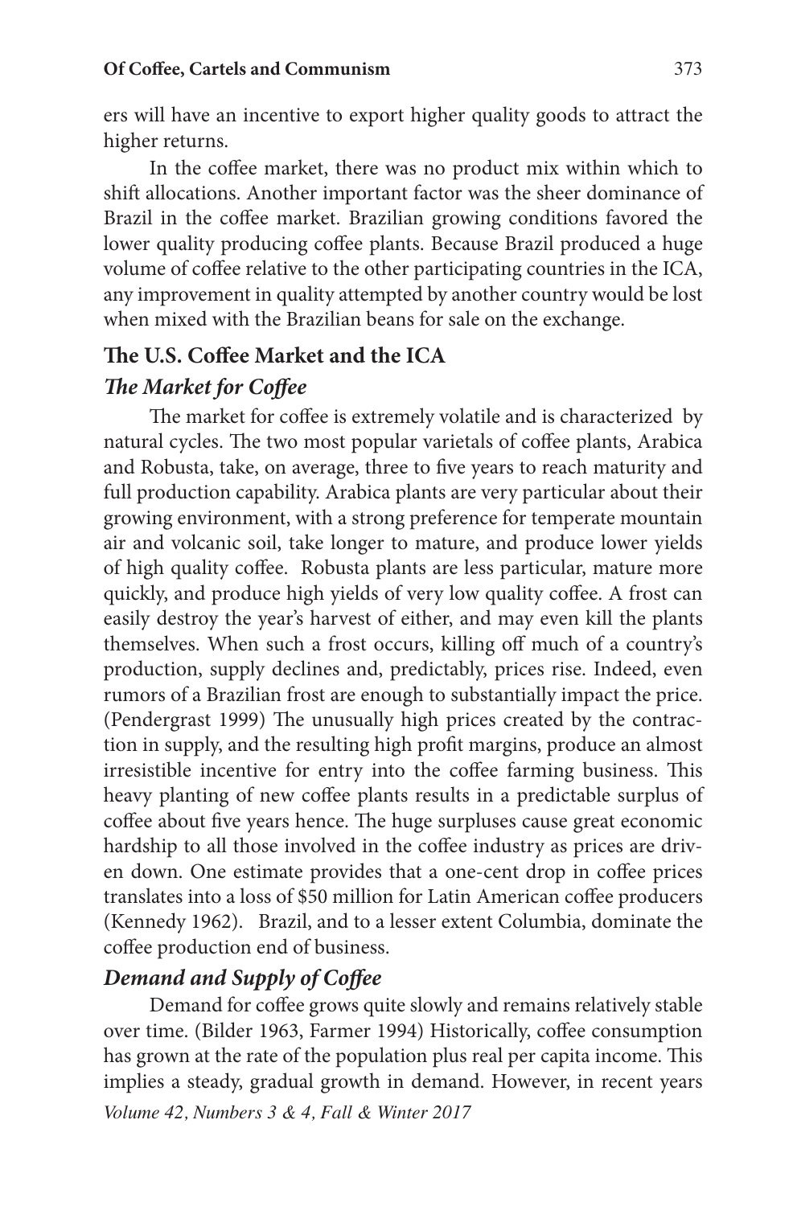ers will have an incentive to export higher quality goods to attract the higher returns.

In the coffee market, there was no product mix within which to shift allocations. Another important factor was the sheer dominance of Brazil in the coffee market. Brazilian growing conditions favored the lower quality producing coffee plants. Because Brazil produced a huge volume of coffee relative to the other participating countries in the ICA, any improvement in quality attempted by another country would be lost when mixed with the Brazilian beans for sale on the exchange.

## The U.S. Coffee Market and the ICA

### *The Market for Coffee*

The market for coffee is extremely volatile and is characterized by natural cycles. The two most popular varietals of coffee plants, Arabica and Robusta, take, on average, three to five years to reach maturity and full production capability. Arabica plants are very particular about their growing environment, with a strong preference for temperate mountain air and volcanic soil, take longer to mature, and produce lower yields of high quality coffee. Robusta plants are less particular, mature more quickly, and produce high yields of very low quality coffee. A frost can easily destroy the year's harvest of either, and may even kill the plants themselves. When such a frost occurs, killing off much of a country's production, supply declines and, predictably, prices rise. Indeed, even rumors of a Brazilian frost are enough to substantially impact the price. (Pendergrast 1999) The unusually high prices created by the contraction in supply, and the resulting high profit margins, produce an almost irresistible incentive for entry into the coffee farming business. This heavy planting of new coffee plants results in a predictable surplus of coffee about five years hence. The huge surpluses cause great economic hardship to all those involved in the coffee industry as prices are driven down. One estimate provides that a one-cent drop in coffee prices translates into a loss of $50 million for Latin American coffee producers (Kennedy 1962). Brazil, and to a lesser extent Columbia, dominate the coffee production end of business.

### *Demand and Supply of Coffee*

Demand for coffee grows quite slowly and remains relatively stable over time. (Bilder 1963, Farmer 1994) Historically, coffee consumption has grown at the rate of the population plus real per capita income. This implies a steady, gradual growth in demand. However, in recent years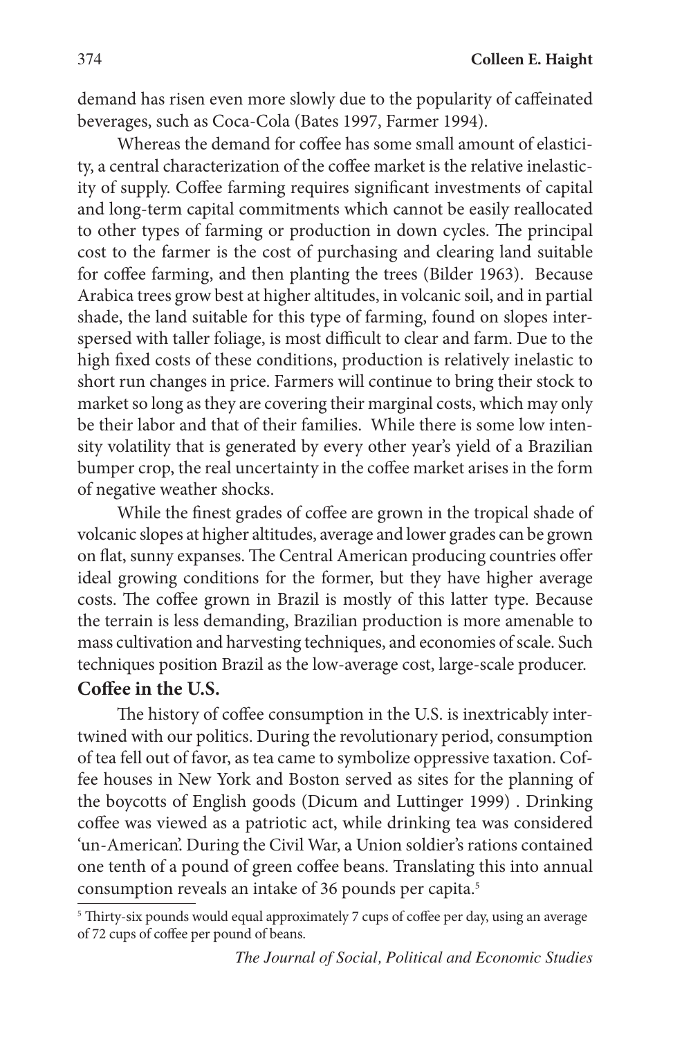demand has risen even more slowly due to the popularity of caffeinated beverages, such as Coca-Cola (Bates 1997, Farmer 1994).

Whereas the demand for coffee has some small amount of elasticity, a central characterization of the coffee market is the relative inelasticity of supply. Coffee farming requires significant investments of capital and long-term capital commitments which cannot be easily reallocated to other types of farming or production in down cycles. The principal cost to the farmer is the cost of purchasing and clearing land suitable for coffee farming, and then planting the trees (Bilder 1963). Because Arabica trees grow best at higher altitudes, in volcanic soil, and in partial shade, the land suitable for this type of farming, found on slopes interspersed with taller foliage, is most difficult to clear and farm. Due to the high fixed costs of these conditions, production is relatively inelastic to short run changes in price. Farmers will continue to bring their stock to market so long as they are covering their marginal costs, which may only be their labor and that of their families. While there is some low intensity volatility that is generated by every other year's yield of a Brazilian bumper crop, the real uncertainty in the coffee market arises in the form of negative weather shocks.

While the finest grades of coffee are grown in the tropical shade of volcanic slopes at higher altitudes, average and lower grades can be grown on flat, sunny expanses. The Central American producing countries offer ideal growing conditions for the former, but they have higher average costs. The coffee grown in Brazil is mostly of this latter type. Because the terrain is less demanding, Brazilian production is more amenable to mass cultivation and harvesting techniques, and economies of scale. Such techniques position Brazil as the low-average cost, large-scale producer.

## Coffee in the U.S.

The history of coffee consumption in the U.S. is inextricably intertwined with our politics. During the revolutionary period, consumption of tea fell out of favor, as tea came to symbolize oppressive taxation. Coffee houses in New York and Boston served as sites for the planning of the boycotts of English goods (Dicum and Luttinger 1999) . Drinking coffee was viewed as a patriotic act, while drinking tea was considered 'un-American'. During the Civil War, a Union soldier's rations contained one tenth of a pound of green coffee beans. Translating this into annual consumption reveals an intake of 36 pounds per capita.[5]

[5] Thirty-six pounds would equal approximately 7 cups of coffee per day, using an average of 72 cups of coffee per pound of beans.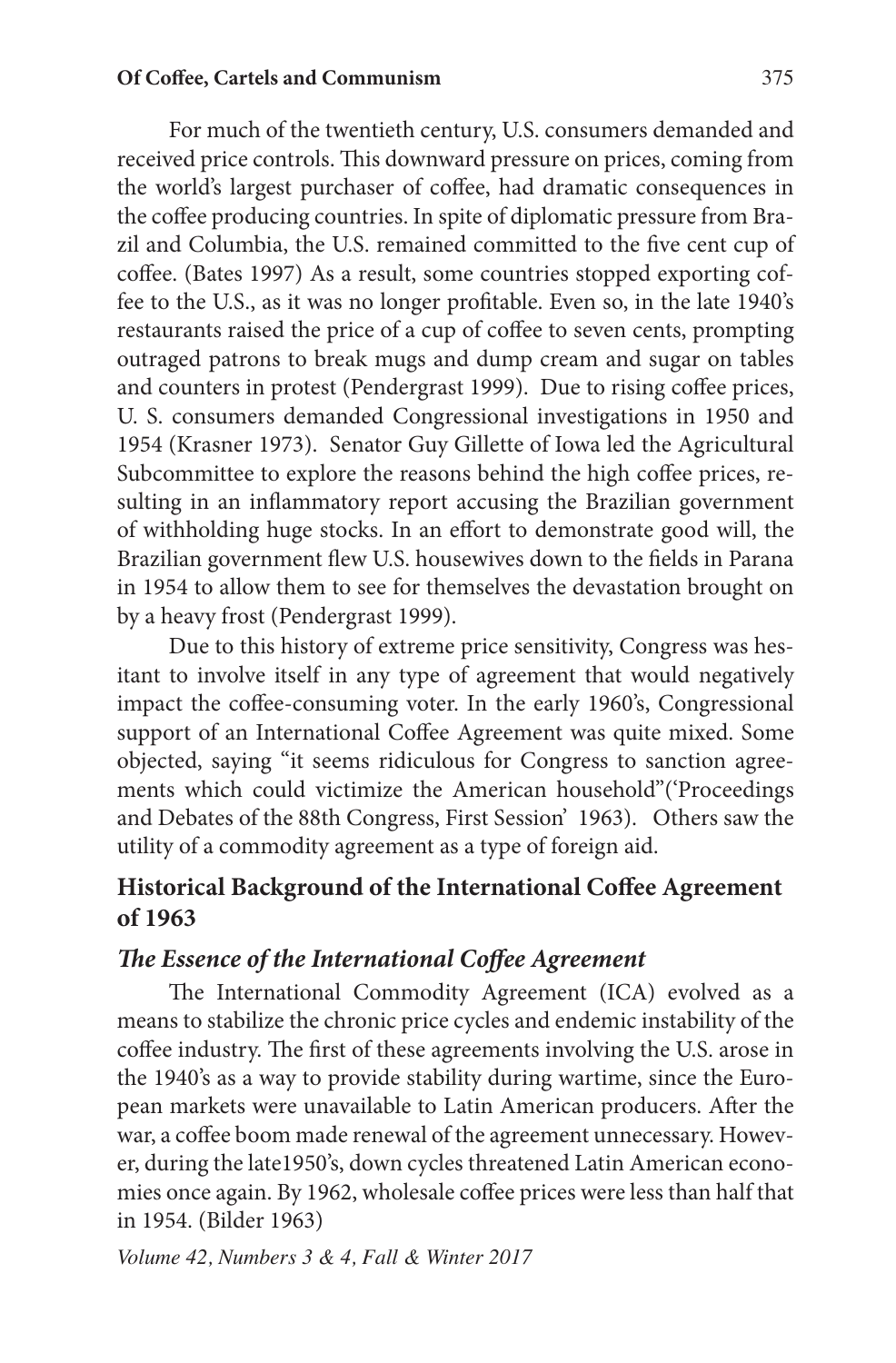For much of the twentieth century, U.S. consumers demanded and received price controls. This downward pressure on prices, coming from the world's largest purchaser of coffee, had dramatic consequences in the coffee producing countries. In spite of diplomatic pressure from Brazil and Columbia, the U.S. remained committed to the five cent cup of coffee. (Bates 1997) As a result, some countries stopped exporting coffee to the U.S., as it was no longer profitable. Even so, in the late 1940's restaurants raised the price of a cup of coffee to seven cents, prompting outraged patrons to break mugs and dump cream and sugar on tables and counters in protest (Pendergrast 1999). Due to rising coffee prices, U. S. consumers demanded Congressional investigations in 1950 and 1954 (Krasner 1973). Senator Guy Gillette of Iowa led the Agricultural Subcommittee to explore the reasons behind the high coffee prices, resulting in an inflammatory report accusing the Brazilian government of withholding huge stocks. In an effort to demonstrate good will, the Brazilian government flew U.S. housewives down to the fields in Parana in 1954 to allow them to see for themselves the devastation brought on by a heavy frost (Pendergrast 1999).

Due to this history of extreme price sensitivity, Congress was hesitant to involve itself in any type of agreement that would negatively impact the coffee-consuming voter. In the early 1960's, Congressional support of an International Coffee Agreement was quite mixed. Some objected, saying "it seems ridiculous for Congress to sanction agreements which could victimize the American household"('Proceedings and Debates of the 88th Congress, First Session' 1963). Others saw the utility of a commodity agreement as a type of foreign aid.

## Historical Background of the International Coffee Agreement of 1963

### *The Essence of the International Coffee Agreement*

The International Commodity Agreement (ICA) evolved as a means to stabilize the chronic price cycles and endemic instability of the coffee industry. The first of these agreements involving the U.S. arose in the 1940's as a way to provide stability during wartime, since the European markets were unavailable to Latin American producers. After the war, a coffee boom made renewal of the agreement unnecessary. However, during the late1950's, down cycles threatened Latin American economies once again. By 1962, wholesale coffee prices were less than half that in 1954. (Bilder 1963)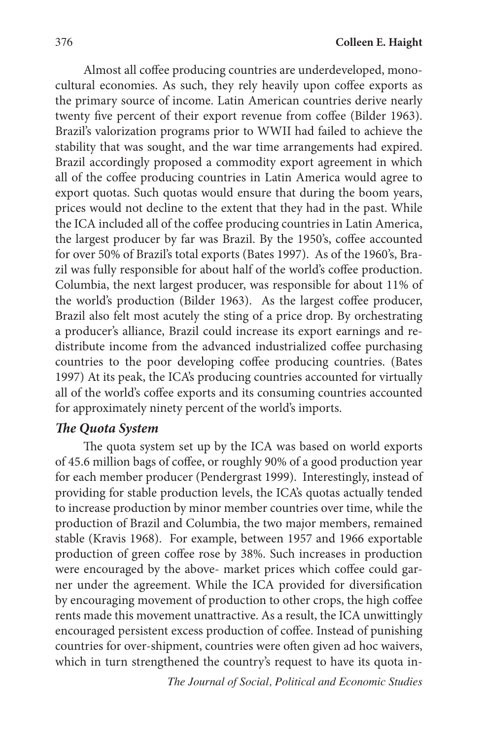Almost all coffee producing countries are underdeveloped, monocultural economies. As such, they rely heavily upon coffee exports as the primary source of income. Latin American countries derive nearly twenty five percent of their export revenue from coffee (Bilder 1963). Brazil's valorization programs prior to WWII had failed to achieve the stability that was sought, and the war time arrangements had expired. Brazil accordingly proposed a commodity export agreement in which all of the coffee producing countries in Latin America would agree to export quotas. Such quotas would ensure that during the boom years, prices would not decline to the extent that they had in the past. While the ICA included all of the coffee producing countries in Latin America, the largest producer by far was Brazil. By the 1950's, coffee accounted for over 50% of Brazil's total exports (Bates 1997). As of the 1960's, Brazil was fully responsible for about half of the world's coffee production. Columbia, the next largest producer, was responsible for about 11% of the world's production (Bilder 1963). As the largest coffee producer, Brazil also felt most acutely the sting of a price drop. By orchestrating a producer's alliance, Brazil could increase its export earnings and redistribute income from the advanced industrialized coffee purchasing countries to the poor developing coffee producing countries. (Bates 1997) At its peak, the ICA's producing countries accounted for virtually all of the world's coffee exports and its consuming countries accounted for approximately ninety percent of the world's imports.

### *The Quota System*

The quota system set up by the ICA was based on world exports of 45.6 million bags of coffee, or roughly 90% of a good production year for each member producer (Pendergrast 1999). Interestingly, instead of providing for stable production levels, the ICA's quotas actually tended to increase production by minor member countries over time, while the production of Brazil and Columbia, the two major members, remained stable (Kravis 1968). For example, between 1957 and 1966 exportable production of green coffee rose by 38%. Such increases in production were encouraged by the above- market prices which coffee could garner under the agreement. While the ICA provided for diversification by encouraging movement of production to other crops, the high coffee rents made this movement unattractive. As a result, the ICA unwittingly encouraged persistent excess production of coffee. Instead of punishing countries for over-shipment, countries were often given ad hoc waivers, which in turn strengthened the country's request to have its quota in-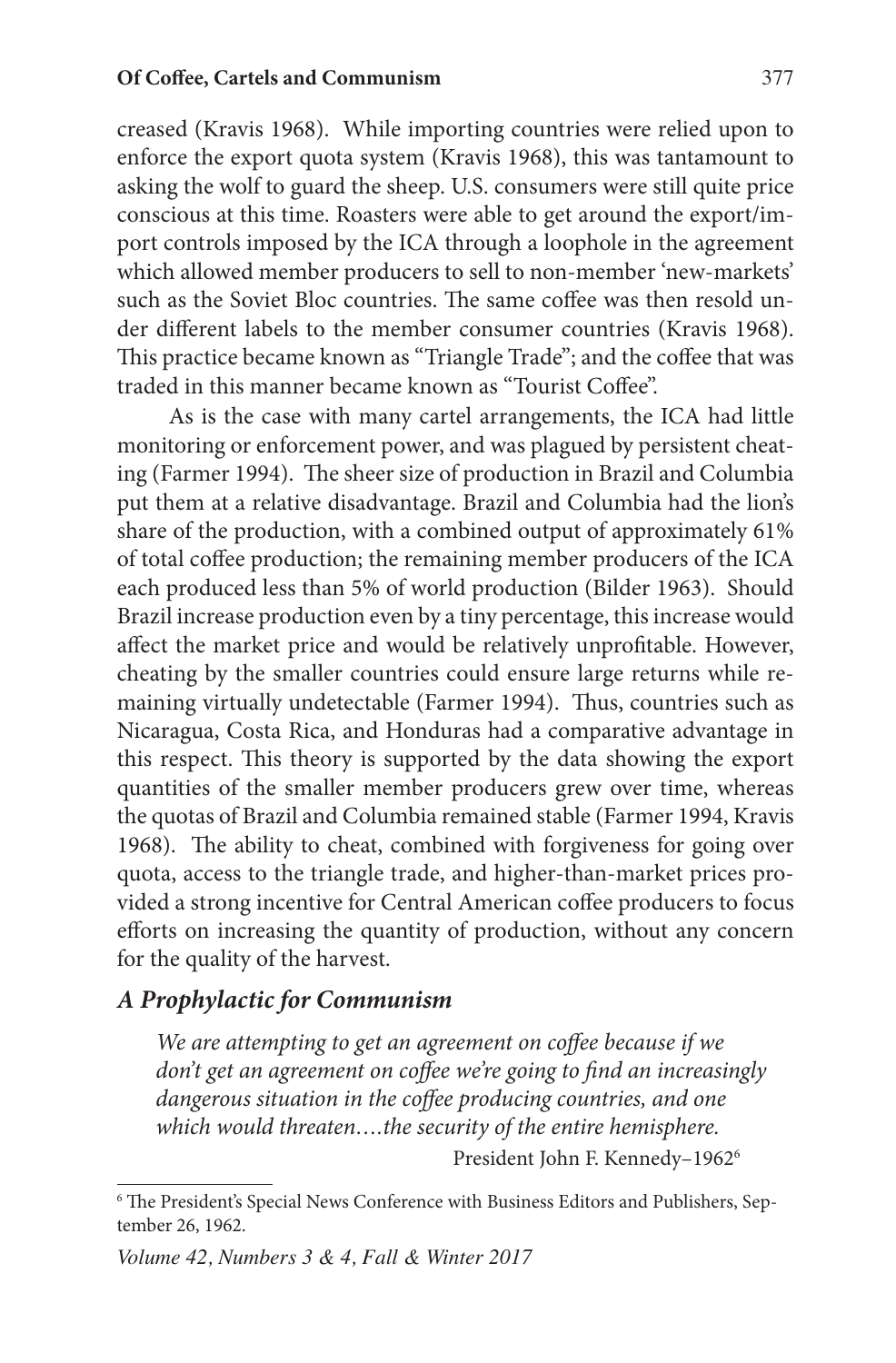creased (Kravis 1968). While importing countries were relied upon to enforce the export quota system (Kravis 1968), this was tantamount to asking the wolf to guard the sheep. U.S. consumers were still quite price conscious at this time. Roasters were able to get around the export/import controls imposed by the ICA through a loophole in the agreement which allowed member producers to sell to non-member 'new-markets' such as the Soviet Bloc countries. The same coffee was then resold under different labels to the member consumer countries (Kravis 1968). This practice became known as "Triangle Trade"; and the coffee that was traded in this manner became known as "Tourist Coffee".

As is the case with many cartel arrangements, the ICA had little monitoring or enforcement power, and was plagued by persistent cheating (Farmer 1994). The sheer size of production in Brazil and Columbia put them at a relative disadvantage. Brazil and Columbia had the lion's share of the production, with a combined output of approximately 61% of total coffee production; the remaining member producers of the ICA each produced less than 5% of world production (Bilder 1963). Should Brazil increase production even by a tiny percentage, this increase would affect the market price and would be relatively unprofitable. However, cheating by the smaller countries could ensure large returns while remaining virtually undetectable (Farmer 1994). Thus, countries such as Nicaragua, Costa Rica, and Honduras had a comparative advantage in this respect. This theory is supported by the data showing the export quantities of the smaller member producers grew over time, whereas the quotas of Brazil and Columbia remained stable (Farmer 1994, Kravis 1968). The ability to cheat, combined with forgiveness for going over quota, access to the triangle trade, and higher-than-market prices provided a strong incentive for Central American coffee producers to focus efforts on increasing the quantity of production, without any concern for the quality of the harvest.

### *A Prophylactic for Communism*

> *We are attempting to get an agreement on coffee because if we don't get an agreement on coffee we're going to find an increasingly dangerous situation in the coffee producing countries, and one which would threaten….the security of the entire hemisphere.*
>
> President John F. Kennedy–1962[6]

[6] The President's Special News Conference with Business Editors and Publishers, September 26, 1962.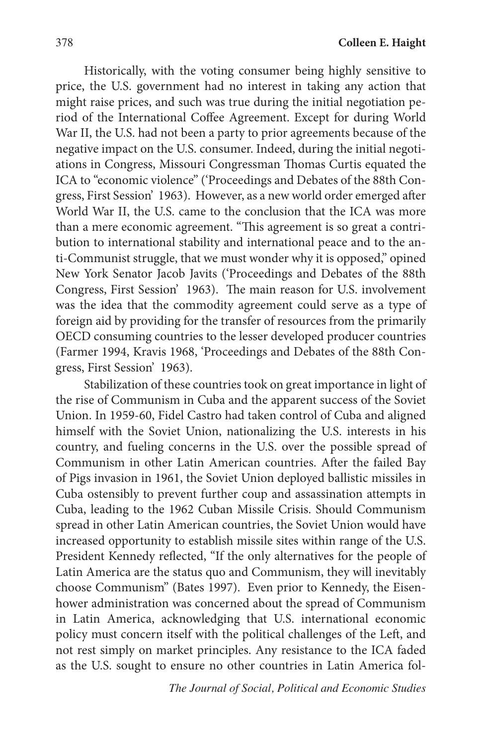Historically, with the voting consumer being highly sensitive to price, the U.S. government had no interest in taking any action that might raise prices, and such was true during the initial negotiation period of the International Coffee Agreement. Except for during World War II, the U.S. had not been a party to prior agreements because of the negative impact on the U.S. consumer. Indeed, during the initial negotiations in Congress, Missouri Congressman Thomas Curtis equated the ICA to "economic violence" ('Proceedings and Debates of the 88th Congress, First Session' 1963). However, as a new world order emerged after World War II, the U.S. came to the conclusion that the ICA was more than a mere economic agreement. "This agreement is so great a contribution to international stability and international peace and to the anti-Communist struggle, that we must wonder why it is opposed," opined New York Senator Jacob Javits ('Proceedings and Debates of the 88th Congress, First Session' 1963). The main reason for U.S. involvement was the idea that the commodity agreement could serve as a type of foreign aid by providing for the transfer of resources from the primarily OECD consuming countries to the lesser developed producer countries (Farmer 1994, Kravis 1968, 'Proceedings and Debates of the 88th Congress, First Session' 1963).

Stabilization of these countries took on great importance in light of the rise of Communism in Cuba and the apparent success of the Soviet Union. In 1959-60, Fidel Castro had taken control of Cuba and aligned himself with the Soviet Union, nationalizing the U.S. interests in his country, and fueling concerns in the U.S. over the possible spread of Communism in other Latin American countries. After the failed Bay of Pigs invasion in 1961, the Soviet Union deployed ballistic missiles in Cuba ostensibly to prevent further coup and assassination attempts in Cuba, leading to the 1962 Cuban Missile Crisis. Should Communism spread in other Latin American countries, the Soviet Union would have increased opportunity to establish missile sites within range of the U.S. President Kennedy reflected, "If the only alternatives for the people of Latin America are the status quo and Communism, they will inevitably choose Communism" (Bates 1997). Even prior to Kennedy, the Eisenhower administration was concerned about the spread of Communism in Latin America, acknowledging that U.S. international economic policy must concern itself with the political challenges of the Left, and not rest simply on market principles. Any resistance to the ICA faded as the U.S. sought to ensure no other countries in Latin America fol-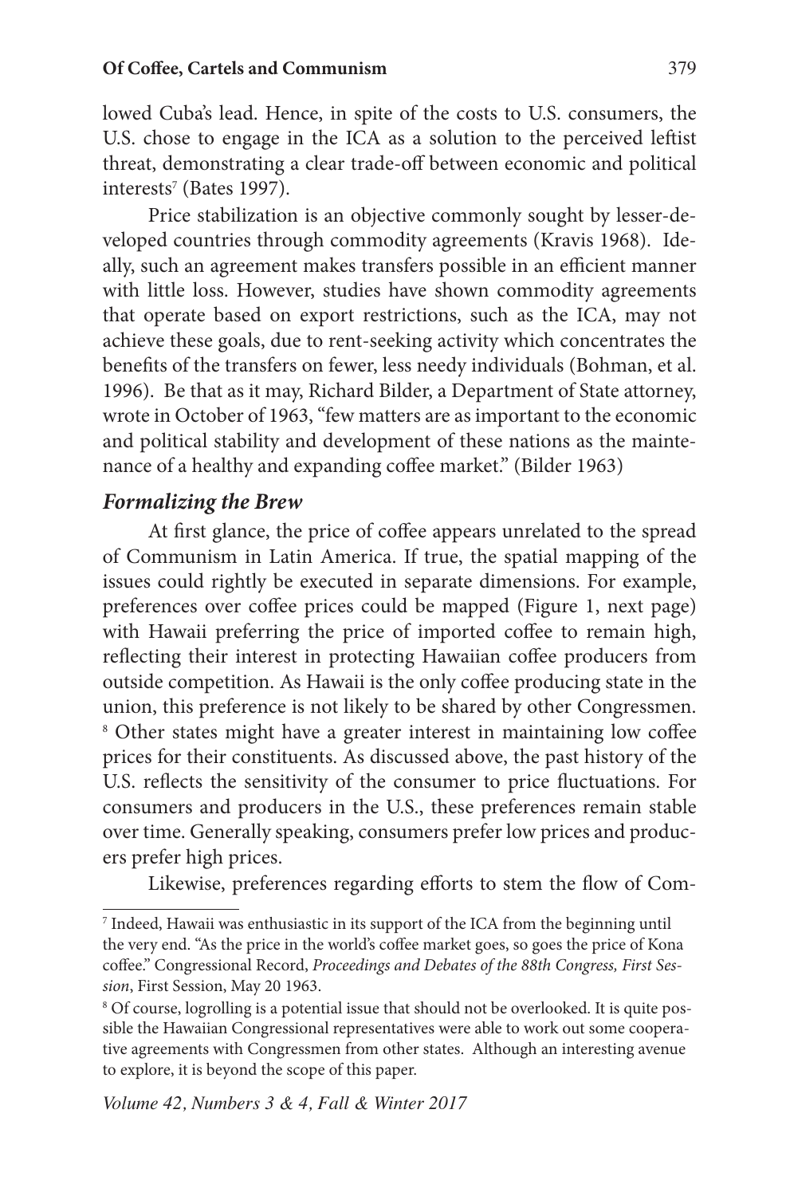lowed Cuba's lead. Hence, in spite of the costs to U.S. consumers, the U.S. chose to engage in the ICA as a solution to the perceived leftist threat, demonstrating a clear trade-off between economic and political interests[7] (Bates 1997).

Price stabilization is an objective commonly sought by lesser-developed countries through commodity agreements (Kravis 1968). Ideally, such an agreement makes transfers possible in an efficient manner with little loss. However, studies have shown commodity agreements that operate based on export restrictions, such as the ICA, may not achieve these goals, due to rent-seeking activity which concentrates the benefits of the transfers on fewer, less needy individuals (Bohman, et al. 1996). Be that as it may, Richard Bilder, a Department of State attorney, wrote in October of 1963, "few matters are as important to the economic and political stability and development of these nations as the maintenance of a healthy and expanding coffee market." (Bilder 1963)

### *Formalizing the Brew*

At first glance, the price of coffee appears unrelated to the spread of Communism in Latin America. If true, the spatial mapping of the issues could rightly be executed in separate dimensions. For example, preferences over coffee prices could be mapped (Figure 1, next page) with Hawaii preferring the price of imported coffee to remain high, reflecting their interest in protecting Hawaiian coffee producers from outside competition. As Hawaii is the only coffee producing state in the union, this preference is not likely to be shared by other Congressmen.[8] Other states might have a greater interest in maintaining low coffee prices for their constituents. As discussed above, the past history of the U.S. reflects the sensitivity of the consumer to price fluctuations. For consumers and producers in the U.S., these preferences remain stable over time. Generally speaking, consumers prefer low prices and producers prefer high prices.

Likewise, preferences regarding efforts to stem the flow of Com-

---

[7] Indeed, Hawaii was enthusiastic in its support of the ICA from the beginning until the very end. "As the price in the world's coffee market goes, so goes the price of Kona coffee." Congressional Record, *Proceedings and Debates of the 88th Congress, First Session*, First Session, May 20 1963.

[8] Of course, logrolling is a potential issue that should not be overlooked. It is quite possible the Hawaiian Congressional representatives were able to work out some cooperative agreements with Congressmen from other states. Although an interesting avenue to explore, it is beyond the scope of this paper.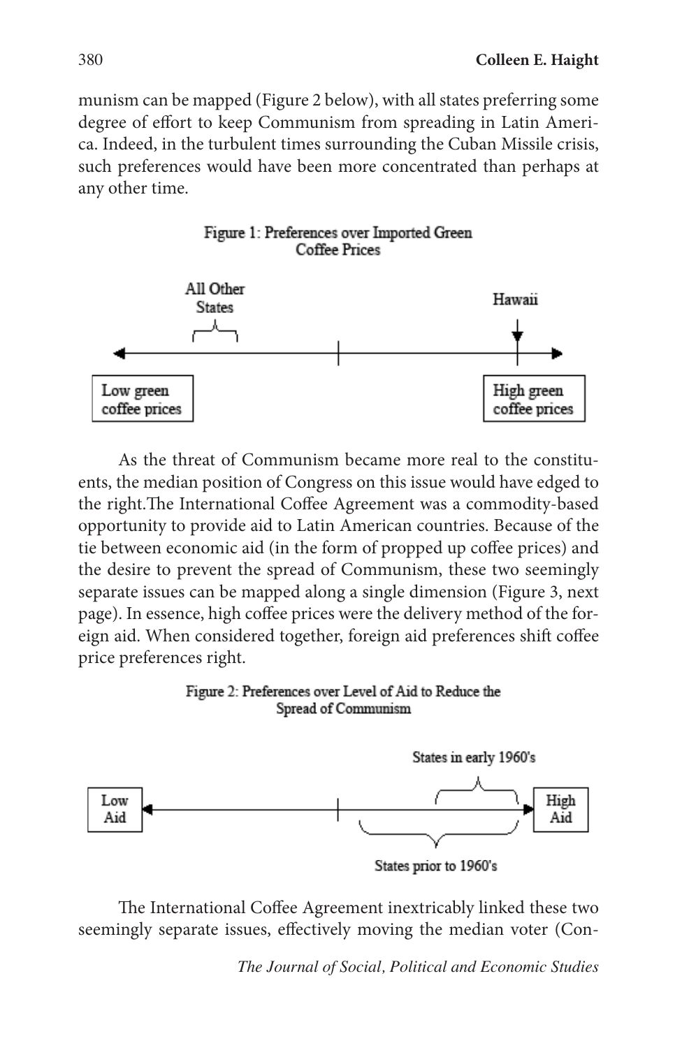munism can be mapped (Figure 2 below), with all states preferring some degree of effort to keep Communism from spreading in Latin America. Indeed, in the turbulent times surrounding the Cuban Missile crisis, such preferences would have been more concentrated than perhaps at any other time.

Figure 1: Preferences over Imported Green Coffee Prices

All Other States — Hawaii

Low green coffee prices — High green coffee prices

As the threat of Communism became more real to the constituents, the median position of Congress on this issue would have edged to the right.The International Coffee Agreement was a commodity-based opportunity to provide aid to Latin American countries. Because of the tie between economic aid (in the form of propped up coffee prices) and the desire to prevent the spread of Communism, these two seemingly separate issues can be mapped along a single dimension (Figure 3, next page). In essence, high coffee prices were the delivery method of the foreign aid. When considered together, foreign aid preferences shift coffee price preferences right.

Figure 2: Preferences over Level of Aid to Reduce the Spread of Communism

States in early 1960's

Low Aid — High Aid

States prior to 1960's

The International Coffee Agreement inextricably linked these two seemingly separate issues, effectively moving the median voter (Con-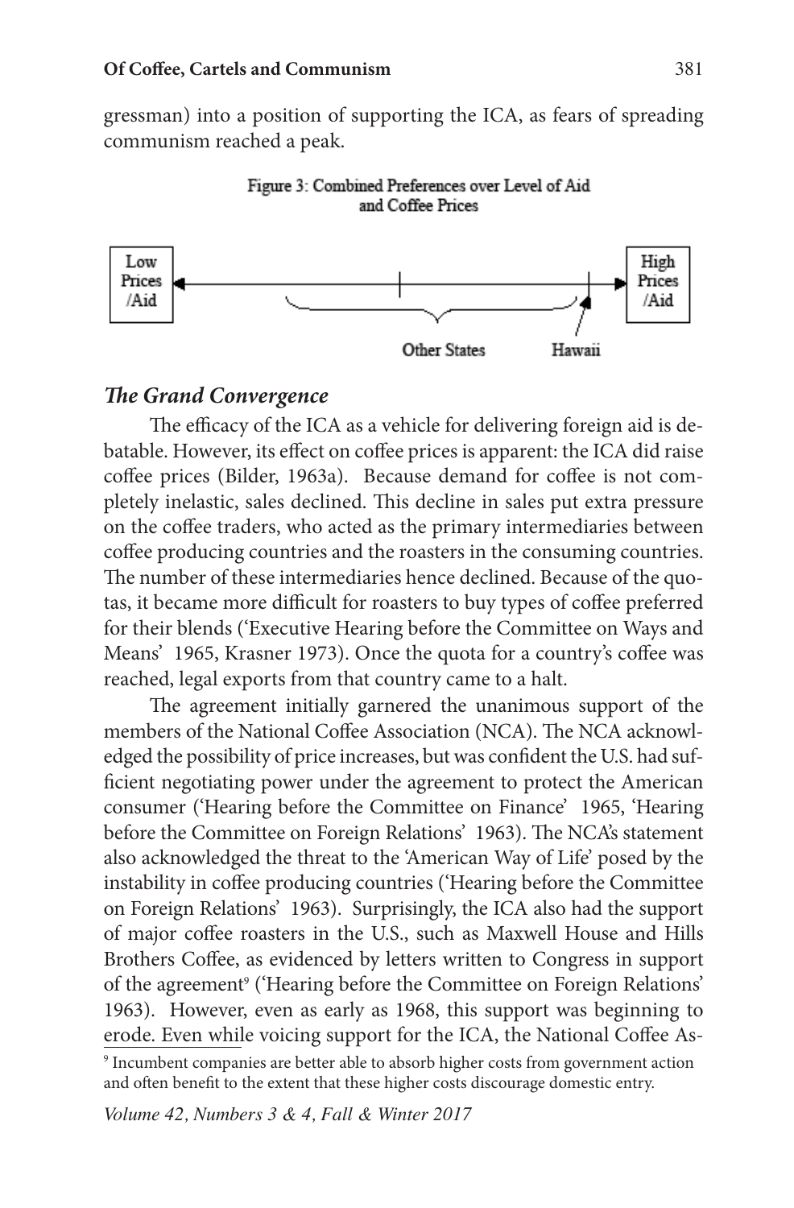gressman) into a position of supporting the ICA, as fears of spreading communism reached a peak.

Figure 3: Combined Preferences over Level of Aid and Coffee Prices

Low Prices /Aid — High Prices /Aid

Other States — Hawaii

### *The Grand Convergence*

The efficacy of the ICA as a vehicle for delivering foreign aid is debatable. However, its effect on coffee prices is apparent: the ICA did raise coffee prices (Bilder, 1963a). Because demand for coffee is not completely inelastic, sales declined. This decline in sales put extra pressure on the coffee traders, who acted as the primary intermediaries between coffee producing countries and the roasters in the consuming countries. The number of these intermediaries hence declined. Because of the quotas, it became more difficult for roasters to buy types of coffee preferred for their blends ('Executive Hearing before the Committee on Ways and Means' 1965, Krasner 1973). Once the quota for a country's coffee was reached, legal exports from that country came to a halt.

The agreement initially garnered the unanimous support of the members of the National Coffee Association (NCA). The NCA acknowledged the possibility of price increases, but was confident the U.S. had sufficient negotiating power under the agreement to protect the American consumer ('Hearing before the Committee on Finance' 1965, 'Hearing before the Committee on Foreign Relations' 1963). The NCA's statement also acknowledged the threat to the 'American Way of Life' posed by the instability in coffee producing countries ('Hearing before the Committee on Foreign Relations' 1963). Surprisingly, the ICA also had the support of major coffee roasters in the U.S., such as Maxwell House and Hills Brothers Coffee, as evidenced by letters written to Congress in support of the agreement[9] ('Hearing before the Committee on Foreign Relations' 1963). However, even as early as 1968, this support was beginning to erode. Even while voicing support for the ICA, the National Coffee As-

[9] Incumbent companies are better able to absorb higher costs from government action and often benefit to the extent that these higher costs discourage domestic entry.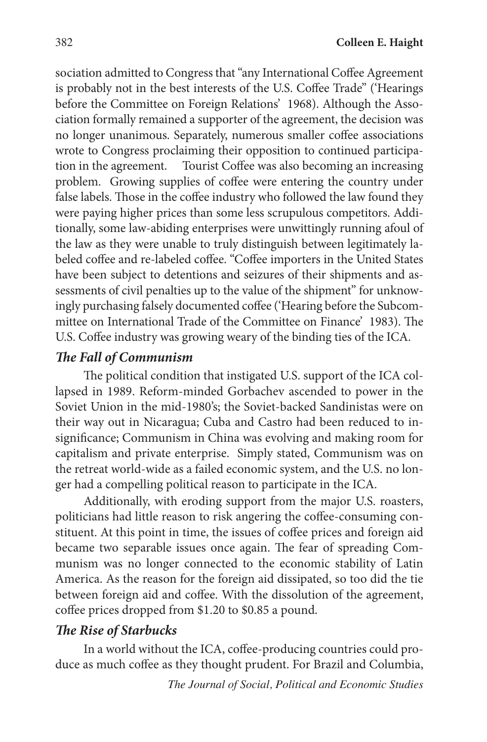sociation admitted to Congress that "any International Coffee Agreement is probably not in the best interests of the U.S. Coffee Trade" ('Hearings before the Committee on Foreign Relations' 1968). Although the Association formally remained a supporter of the agreement, the decision was no longer unanimous. Separately, numerous smaller coffee associations wrote to Congress proclaiming their opposition to continued participation in the agreement. Tourist Coffee was also becoming an increasing problem. Growing supplies of coffee were entering the country under false labels. Those in the coffee industry who followed the law found they were paying higher prices than some less scrupulous competitors. Additionally, some law-abiding enterprises were unwittingly running afoul of the law as they were unable to truly distinguish between legitimately labeled coffee and re-labeled coffee. "Coffee importers in the United States have been subject to detentions and seizures of their shipments and assessments of civil penalties up to the value of the shipment" for unknowingly purchasing falsely documented coffee ('Hearing before the Subcommittee on International Trade of the Committee on Finance' 1983). The U.S. Coffee industry was growing weary of the binding ties of the ICA.

### *The Fall of Communism*

The political condition that instigated U.S. support of the ICA collapsed in 1989. Reform-minded Gorbachev ascended to power in the Soviet Union in the mid-1980's; the Soviet-backed Sandinistas were on their way out in Nicaragua; Cuba and Castro had been reduced to insignificance; Communism in China was evolving and making room for capitalism and private enterprise. Simply stated, Communism was on the retreat world-wide as a failed economic system, and the U.S. no longer had a compelling political reason to participate in the ICA.

Additionally, with eroding support from the major U.S. roasters, politicians had little reason to risk angering the coffee-consuming constituent. At this point in time, the issues of coffee prices and foreign aid became two separable issues once again. The fear of spreading Communism was no longer connected to the economic stability of Latin America. As the reason for the foreign aid dissipated, so too did the tie between foreign aid and coffee. With the dissolution of the agreement, coffee prices dropped from \$1.20 to \$0.85 a pound.

### *The Rise of Starbucks*

In a world without the ICA, coffee-producing countries could produce as much coffee as they thought prudent. For Brazil and Columbia,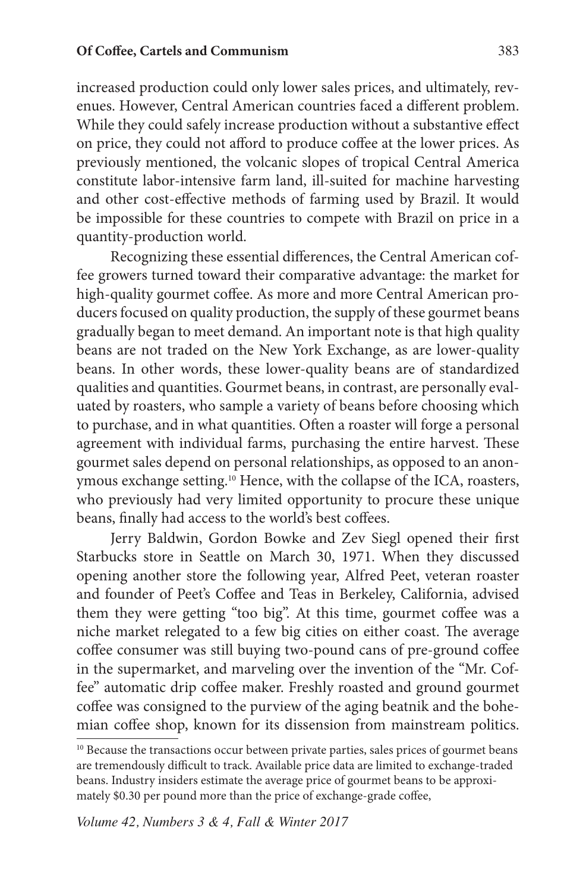increased production could only lower sales prices, and ultimately, revenues. However, Central American countries faced a different problem. While they could safely increase production without a substantive effect on price, they could not afford to produce coffee at the lower prices. As previously mentioned, the volcanic slopes of tropical Central America constitute labor-intensive farm land, ill-suited for machine harvesting and other cost-effective methods of farming used by Brazil. It would be impossible for these countries to compete with Brazil on price in a quantity-production world.

Recognizing these essential differences, the Central American coffee growers turned toward their comparative advantage: the market for high-quality gourmet coffee. As more and more Central American producers focused on quality production, the supply of these gourmet beans gradually began to meet demand. An important note is that high quality beans are not traded on the New York Exchange, as are lower-quality beans. In other words, these lower-quality beans are of standardized qualities and quantities. Gourmet beans, in contrast, are personally evaluated by roasters, who sample a variety of beans before choosing which to purchase, and in what quantities. Often a roaster will forge a personal agreement with individual farms, purchasing the entire harvest. These gourmet sales depend on personal relationships, as opposed to an anonymous exchange setting.[10] Hence, with the collapse of the ICA, roasters, who previously had very limited opportunity to procure these unique beans, finally had access to the world's best coffees.

Jerry Baldwin, Gordon Bowke and Zev Siegl opened their first Starbucks store in Seattle on March 30, 1971. When they discussed opening another store the following year, Alfred Peet, veteran roaster and founder of Peet's Coffee and Teas in Berkeley, California, advised them they were getting "too big". At this time, gourmet coffee was a niche market relegated to a few big cities on either coast. The average coffee consumer was still buying two-pound cans of pre-ground coffee in the supermarket, and marveling over the invention of the "Mr. Coffee" automatic drip coffee maker. Freshly roasted and ground gourmet coffee was consigned to the purview of the aging beatnik and the bohemian coffee shop, known for its dissension from mainstream politics.

[10] Because the transactions occur between private parties, sales prices of gourmet beans are tremendously difficult to track. Available price data are limited to exchange-traded beans. Industry insiders estimate the average price of gourmet beans to be approximately $0.30 per pound more than the price of exchange-grade coffee,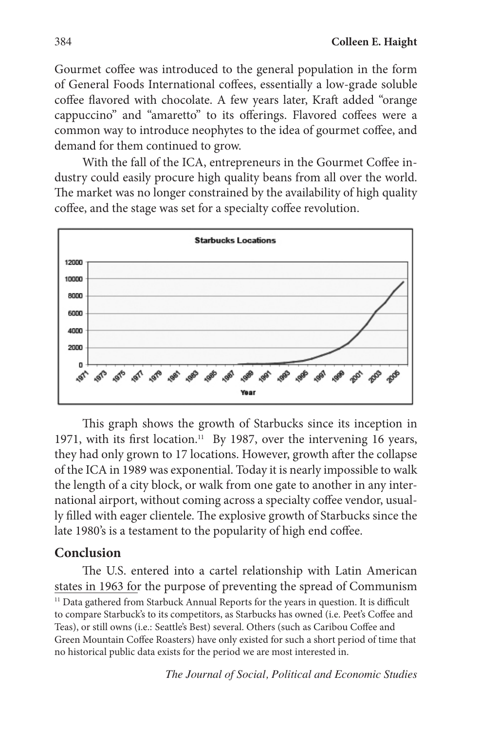Gourmet coffee was introduced to the general population in the form of General Foods International coffees, essentially a low-grade soluble coffee flavored with chocolate. A few years later, Kraft added "orange cappuccino" and "amaretto" to its offerings. Flavored coffees were a common way to introduce neophytes to the idea of gourmet coffee, and demand for them continued to grow.

With the fall of the ICA, entrepreneurs in the Gourmet Coffee industry could easily procure high quality beans from all over the world. The market was no longer constrained by the availability of high quality coffee, and the stage was set for a specialty coffee revolution.

This graph shows the growth of Starbucks since its inception in 1971, with its first location.[11] By 1987, over the intervening 16 years, they had only grown to 17 locations. However, growth after the collapse of the ICA in 1989 was exponential. Today it is nearly impossible to walk the length of a city block, or walk from one gate to another in any international airport, without coming across a specialty coffee vendor, usually filled with eager clientele. The explosive growth of Starbucks since the late 1980's is a testament to the popularity of high end coffee.

## Conclusion

The U.S. entered into a cartel relationship with Latin American states in 1963 for the purpose of preventing the spread of Communism

[11] Data gathered from Starbuck Annual Reports for the years in question. It is difficult to compare Starbuck's to its competitors, as Starbucks has owned (i.e. Peet's Coffee and Teas), or still owns (i.e.: Seattle's Best) several. Others (such as Caribou Coffee and Green Mountain Coffee Roasters) have only existed for such a short period of time that no historical public data exists for the period we are most interested in.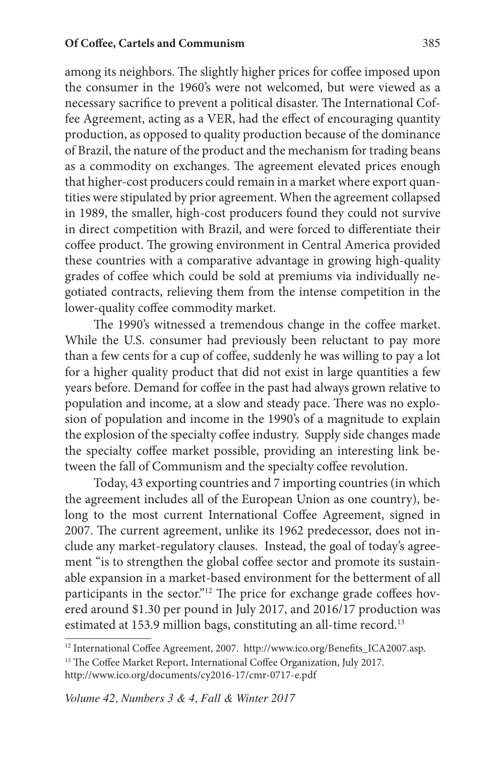among its neighbors. The slightly higher prices for coffee imposed upon the consumer in the 1960's were not welcomed, but were viewed as a necessary sacrifice to prevent a political disaster. The International Coffee Agreement, acting as a VER, had the effect of encouraging quantity production, as opposed to quality production because of the dominance of Brazil, the nature of the product and the mechanism for trading beans as a commodity on exchanges. The agreement elevated prices enough that higher-cost producers could remain in a market where export quantities were stipulated by prior agreement. When the agreement collapsed in 1989, the smaller, high-cost producers found they could not survive in direct competition with Brazil, and were forced to differentiate their coffee product. The growing environment in Central America provided these countries with a comparative advantage in growing high-quality grades of coffee which could be sold at premiums via individually negotiated contracts, relieving them from the intense competition in the lower-quality coffee commodity market.

The 1990's witnessed a tremendous change in the coffee market. While the U.S. consumer had previously been reluctant to pay more than a few cents for a cup of coffee, suddenly he was willing to pay a lot for a higher quality product that did not exist in large quantities a few years before. Demand for coffee in the past had always grown relative to population and income, at a slow and steady pace. There was no explosion of population and income in the 1990's of a magnitude to explain the explosion of the specialty coffee industry. Supply side changes made the specialty coffee market possible, providing an interesting link between the fall of Communism and the specialty coffee revolution.

Today, 43 exporting countries and 7 importing countries (in which the agreement includes all of the European Union as one country), belong to the most current International Coffee Agreement, signed in 2007. The current agreement, unlike its 1962 predecessor, does not include any market-regulatory clauses. Instead, the goal of today's agreement "is to strengthen the global coffee sector and promote its sustainable expansion in a market-based environment for the betterment of all participants in the sector."[12] The price for exchange grade coffees hovered around \$1.30 per pound in July 2017, and 2016/17 production was estimated at 153.9 million bags, constituting an all-time record.[13]

---

[12] International Coffee Agreement, 2007. http://www.ico.org/Benefits_ICA2007.asp.

[13] The Coffee Market Report, International Coffee Organization, July 2017. http://www.ico.org/documents/cy2016-17/cmr-0717-e.pdf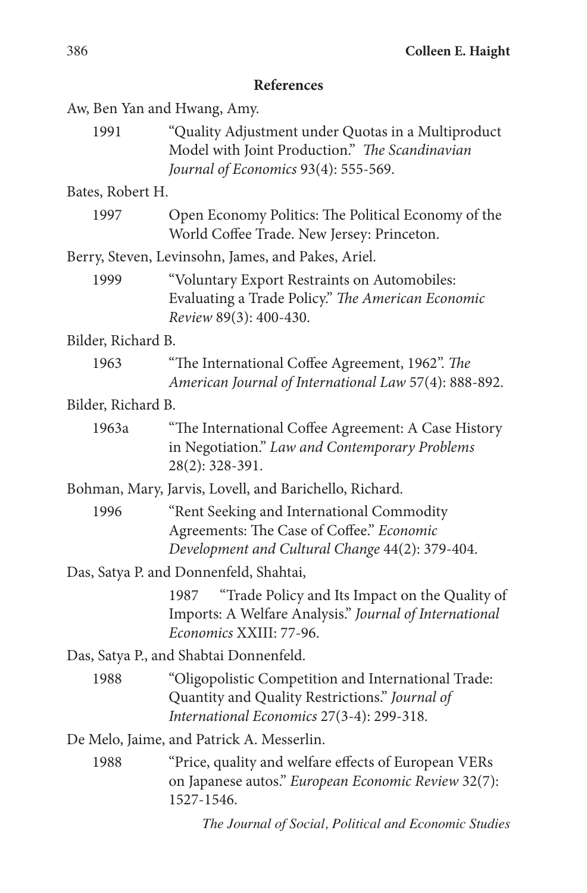## References

Aw, Ben Yan and Hwang, Amy.

1991 "Quality Adjustment under Quotas in a Multiproduct Model with Joint Production." *The Scandinavian Journal of Economics* 93(4): 555-569.

Bates, Robert H.

1997 Open Economy Politics: The Political Economy of the World Coffee Trade. New Jersey: Princeton.

Berry, Steven, Levinsohn, James, and Pakes, Ariel.

1999 "Voluntary Export Restraints on Automobiles: Evaluating a Trade Policy." *The American Economic Review* 89(3): 400-430.

Bilder, Richard B.

1963 "The International Coffee Agreement, 1962". *The American Journal of International Law* 57(4): 888-892.

Bilder, Richard B.

1963a "The International Coffee Agreement: A Case History in Negotiation." *Law and Contemporary Problems* 28(2): 328-391.

Bohman, Mary, Jarvis, Lovell, and Barichello, Richard.

1996 "Rent Seeking and International Commodity Agreements: The Case of Coffee." *Economic Development and Cultural Change* 44(2): 379-404.

Das, Satya P. and Donnenfeld, Shahtai,

1987 "Trade Policy and Its Impact on the Quality of Imports: A Welfare Analysis." *Journal of International Economics* XXIII: 77-96.

Das, Satya P., and Shabtai Donnenfeld.

1988 "Oligopolistic Competition and International Trade: Quantity and Quality Restrictions." *Journal of International Economics* 27(3-4): 299-318.

De Melo, Jaime, and Patrick A. Messerlin.

1988 "Price, quality and welfare effects of European VERs on Japanese autos." *European Economic Review* 32(7): 1527-1546.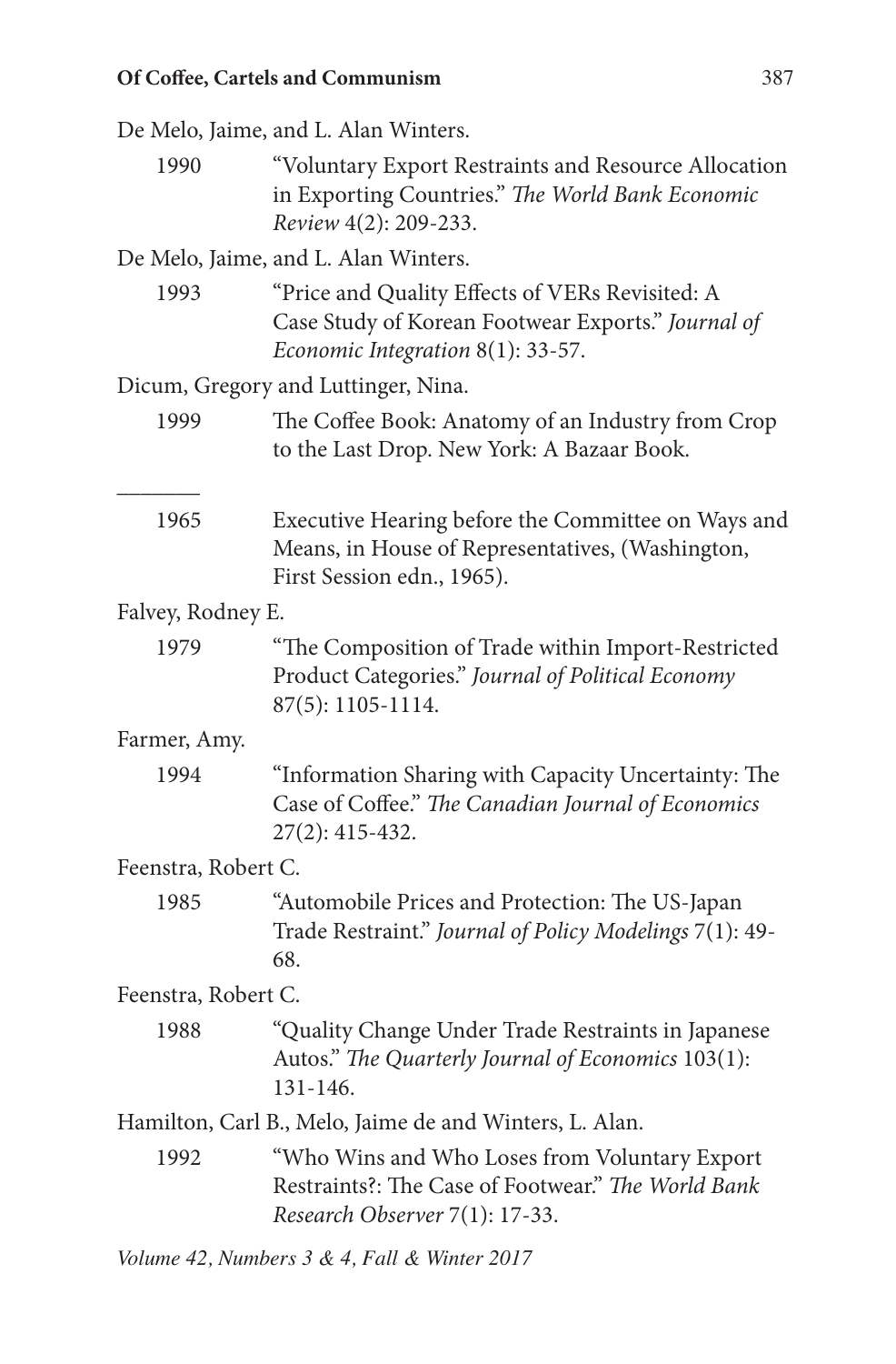De Melo, Jaime, and L. Alan Winters.

1990 "Voluntary Export Restraints and Resource Allocation in Exporting Countries." *The World Bank Economic Review* 4(2): 209-233.

De Melo, Jaime, and L. Alan Winters.

1993 "Price and Quality Effects of VERs Revisited: A Case Study of Korean Footwear Exports." *Journal of Economic Integration* 8(1): 33-57.

Dicum, Gregory and Luttinger, Nina.

1999 The Coffee Book: Anatomy of an Industry from Crop to the Last Drop. New York: A Bazaar Book.

________

1965 Executive Hearing before the Committee on Ways and Means, in House of Representatives, (Washington, First Session edn., 1965).

Falvey, Rodney E.

1979 "The Composition of Trade within Import-Restricted Product Categories." *Journal of Political Economy* 87(5): 1105-1114.

Farmer, Amy.

1994 "Information Sharing with Capacity Uncertainty: The Case of Coffee." *The Canadian Journal of Economics* 27(2): 415-432.

Feenstra, Robert C.

1985 "Automobile Prices and Protection: The US-Japan Trade Restraint." *Journal of Policy Modelings* 7(1): 49-68.

Feenstra, Robert C.

1988 "Quality Change Under Trade Restraints in Japanese Autos." *The Quarterly Journal of Economics* 103(1): 131-146.

Hamilton, Carl B., Melo, Jaime de and Winters, L. Alan.

1992 "Who Wins and Who Loses from Voluntary Export Restraints?: The Case of Footwear." *The World Bank Research Observer* 7(1): 17-33.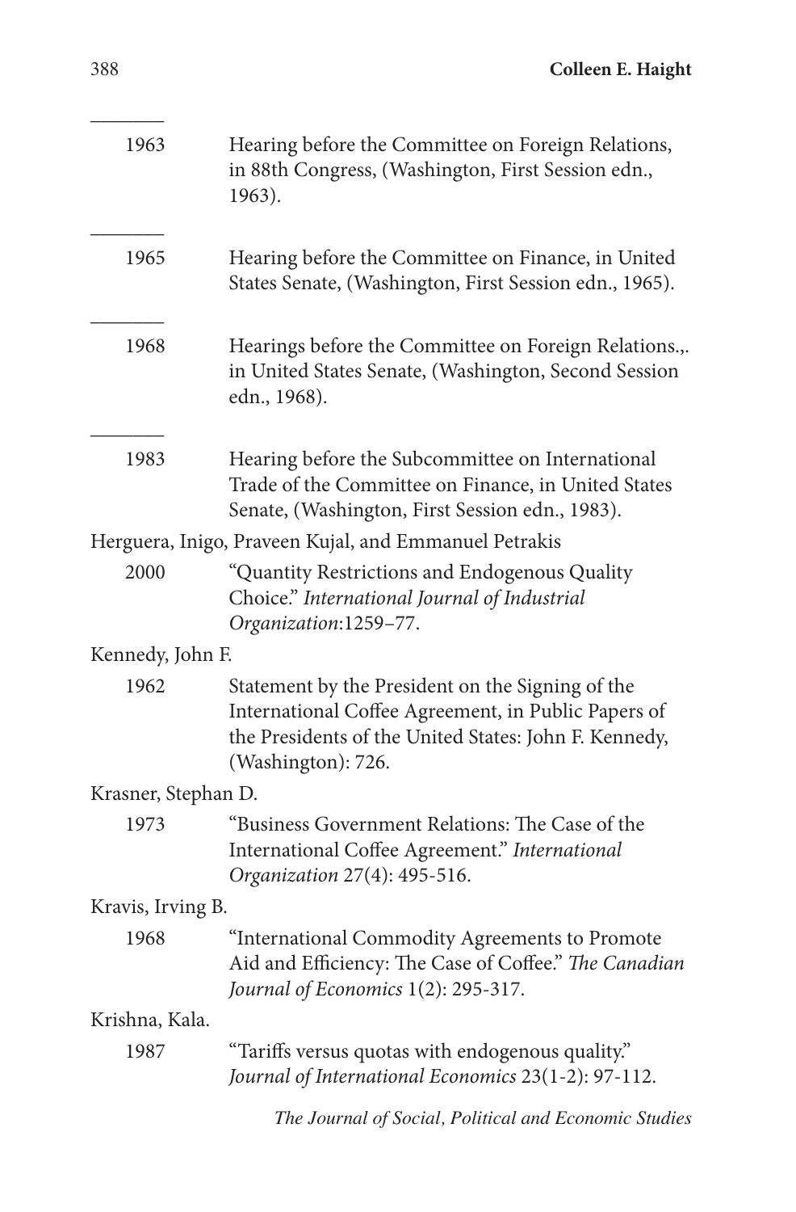_______

1963 Hearing before the Committee on Foreign Relations, in 88th Congress, (Washington, First Session edn., 1963).

_______

1965 Hearing before the Committee on Finance, in United States Senate, (Washington, First Session edn., 1965).

_______

1968 Hearings before the Committee on Foreign Relations.,. in United States Senate, (Washington, Second Session edn., 1968).

_______

1983 Hearing before the Subcommittee on International Trade of the Committee on Finance, in United States Senate, (Washington, First Session edn., 1983).

Herguera, Inigo, Praveen Kujal, and Emmanuel Petrakis

2000 "Quantity Restrictions and Endogenous Quality Choice." *International Journal of Industrial Organization*:1259–77.

Kennedy, John F.

1962 Statement by the President on the Signing of the International Coffee Agreement, in Public Papers of the Presidents of the United States: John F. Kennedy, (Washington): 726.

Krasner, Stephan D.

1973 "Business Government Relations: The Case of the International Coffee Agreement." *International Organization* 27(4): 495-516.

Kravis, Irving B.

1968 "International Commodity Agreements to Promote Aid and Efficiency: The Case of Coffee." *The Canadian Journal of Economics* 1(2): 295-317.

Krishna, Kala.

1987 "Tariffs versus quotas with endogenous quality." *Journal of International Economics* 23(1-2): 97-112.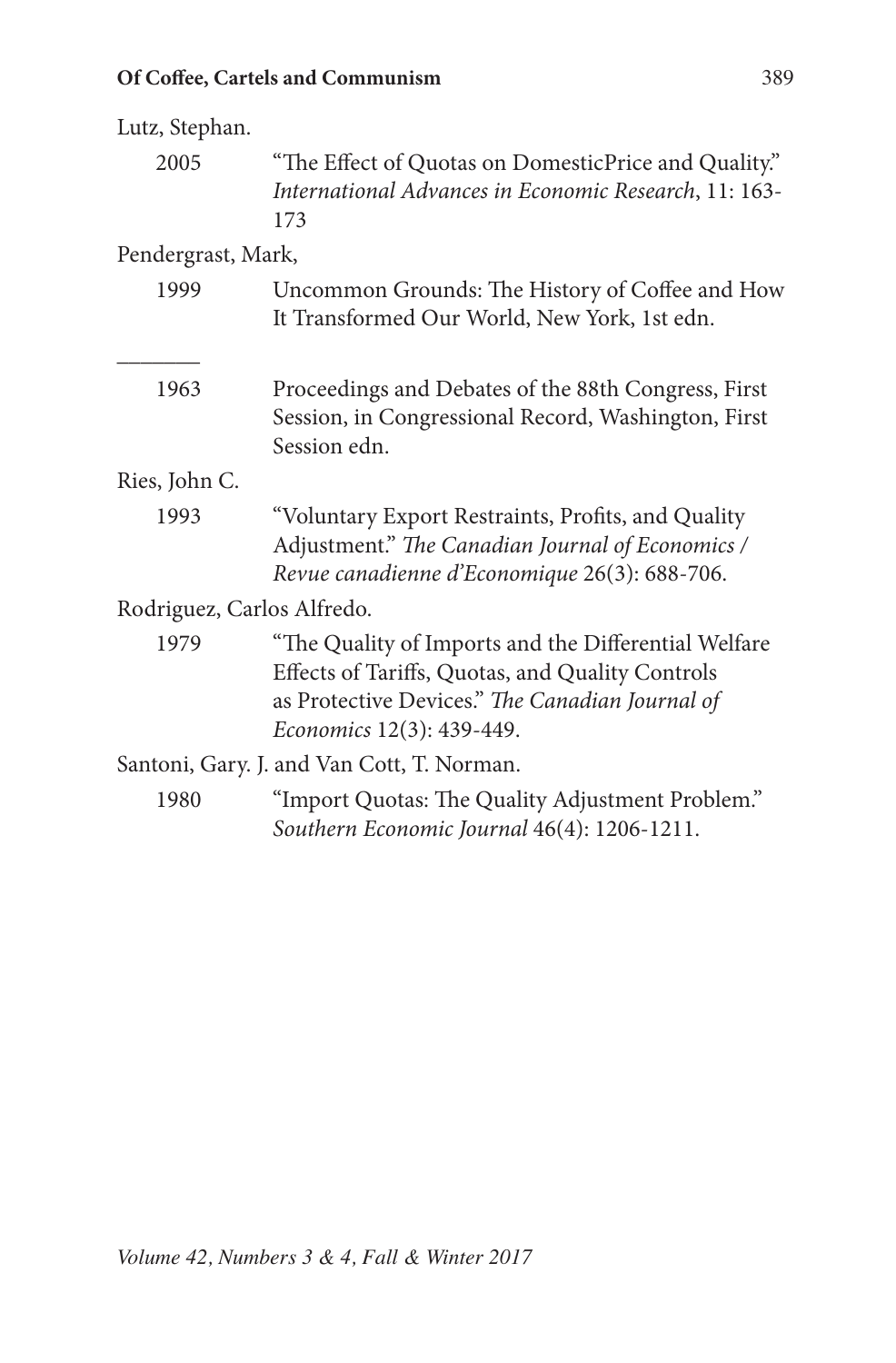Lutz, Stephan.

2005 "The Effect of Quotas on DomesticPrice and Quality." *International Advances in Economic Research*, 11: 163-173

Pendergrast, Mark,

1999 Uncommon Grounds: The History of Coffee and How It Transformed Our World, New York, 1st edn.

\_\_\_\_\_\_\_

1963 Proceedings and Debates of the 88th Congress, First Session, in Congressional Record, Washington, First Session edn.

Ries, John C.

1993 "Voluntary Export Restraints, Profits, and Quality Adjustment." *The Canadian Journal of Economics / Revue canadienne d'Economique* 26(3): 688-706.

Rodriguez, Carlos Alfredo.

1979 "The Quality of Imports and the Differential Welfare Effects of Tariffs, Quotas, and Quality Controls as Protective Devices." *The Canadian Journal of Economics* 12(3): 439-449.

Santoni, Gary. J. and Van Cott, T. Norman.

1980 "Import Quotas: The Quality Adjustment Problem." *Southern Economic Journal* 46(4): 1206-1211.